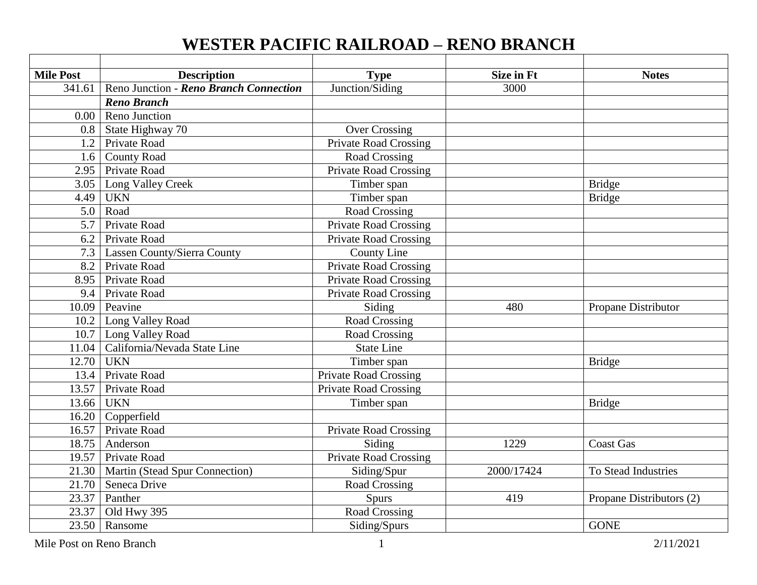# WESTER PACIFIC RAILROAD – RENO BRANCH

| | | | | |
|---|---|---|---|---|
| **Mile Post** | **Description** | **Type** | **Size in Ft** | **Notes** |
| 341.61 | Reno Junction - ***Reno Branch Connection*** | Junction/Siding | 3000 | |
| | ***Reno Branch*** | | | |
| 0.00 | Reno Junction | | | |
| 0.8 | State Highway 70 | Over Crossing | | |
| 1.2 | Private Road | Private Road Crossing | | |
| 1.6 | County Road | Road Crossing | | |
| 2.95 | Private Road | Private Road Crossing | | |
| 3.05 | Long Valley Creek | Timber span | | Bridge |
| 4.49 | UKN | Timber span | | Bridge |
| 5.0 | Road | Road Crossing | | |
| 5.7 | Private Road | Private Road Crossing | | |
| 6.2 | Private Road | Private Road Crossing | | |
| 7.3 | Lassen County/Sierra County | County Line | | |
| 8.2 | Private Road | Private Road Crossing | | |
| 8.95 | Private Road | Private Road Crossing | | |
| 9.4 | Private Road | Private Road Crossing | | |
| 10.09 | Peavine | Siding | 480 | Propane Distributor |
| 10.2 | Long Valley Road | Road Crossing | | |
| 10.7 | Long Valley Road | Road Crossing | | |
| 11.04 | California/Nevada State Line | State Line | | |
| 12.70 | UKN | Timber span | | Bridge |
| 13.4 | Private Road | Private Road Crossing | | |
| 13.57 | Private Road | Private Road Crossing | | |
| 13.66 | UKN | Timber span | | Bridge |
| 16.20 | Copperfield | | | |
| 16.57 | Private Road | Private Road Crossing | | |
| 18.75 | Anderson | Siding | 1229 | Coast Gas |
| 19.57 | Private Road | Private Road Crossing | | |
| 21.30 | Martin (Stead Spur Connection) | Siding/Spur | 2000/17424 | To Stead Industries |
| 21.70 | Seneca Drive | Road Crossing | | |
| 23.37 | Panther | Spurs | 419 | Propane Distributors (2) |
| 23.37 | Old Hwy 395 | Road Crossing | | |
| 23.50 | Ransome | Siding/Spurs | | GONE |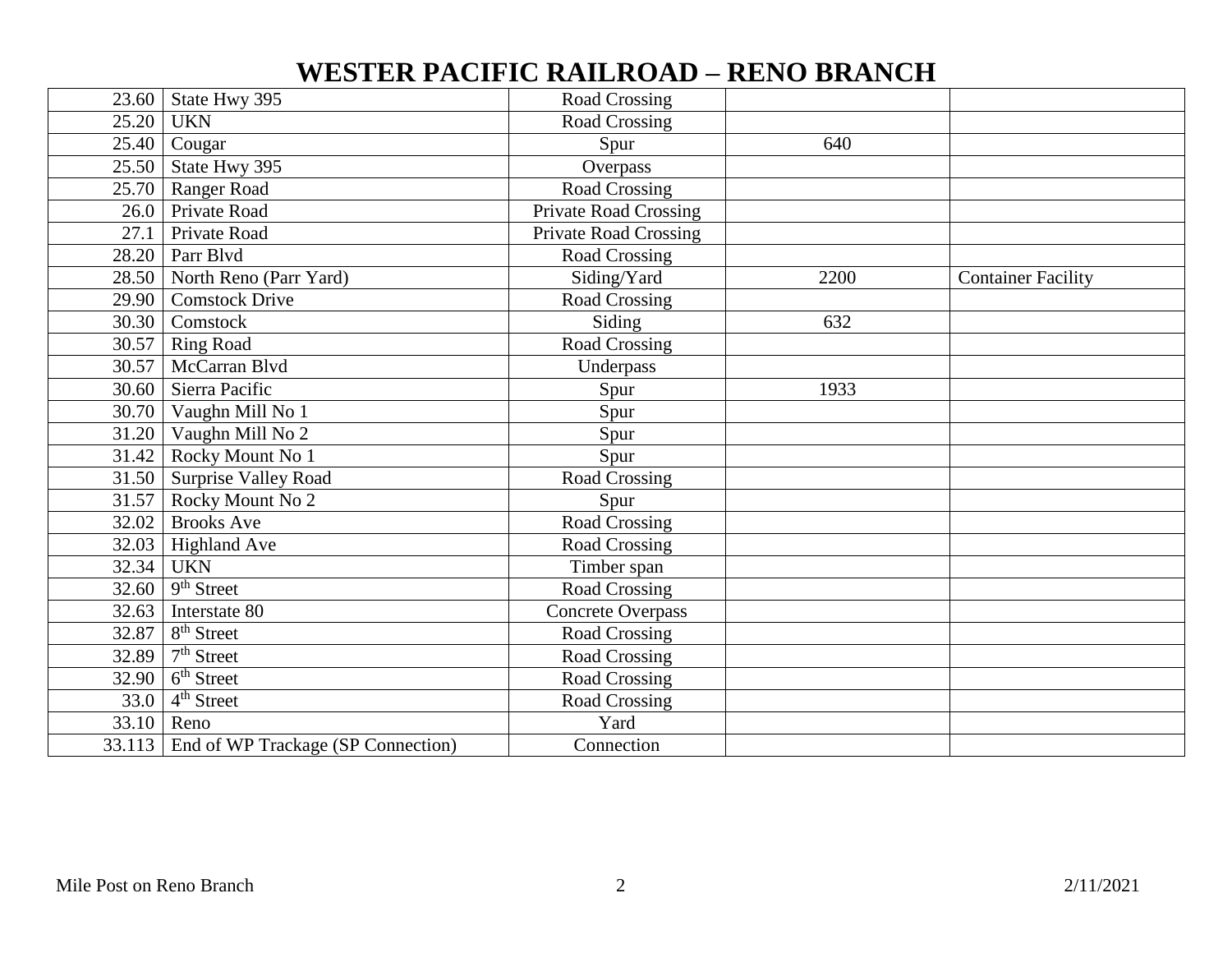# WESTER PACIFIC RAILROAD – RENO BRANCH

| | | | | |
|---|---|---|---|---|
| 23.60 | State Hwy 395 | Road Crossing | | |
| 25.20 | UKN | Road Crossing | | |
| 25.40 | Cougar | Spur | 640 | |
| 25.50 | State Hwy 395 | Overpass | | |
| 25.70 | Ranger Road | Road Crossing | | |
| 26.0 | Private Road | Private Road Crossing | | |
| 27.1 | Private Road | Private Road Crossing | | |
| 28.20 | Parr Blvd | Road Crossing | | |
| 28.50 | North Reno (Parr Yard) | Siding/Yard | 2200 | Container Facility |
| 29.90 | Comstock Drive | Road Crossing | | |
| 30.30 | Comstock | Siding | 632 | |
| 30.57 | Ring Road | Road Crossing | | |
| 30.57 | McCarran Blvd | Underpass | | |
| 30.60 | Sierra Pacific | Spur | 1933 | |
| 30.70 | Vaughn Mill No 1 | Spur | | |
| 31.20 | Vaughn Mill No 2 | Spur | | |
| 31.42 | Rocky Mount No 1 | Spur | | |
| 31.50 | Surprise Valley Road | Road Crossing | | |
| 31.57 | Rocky Mount No 2 | Spur | | |
| 32.02 | Brooks Ave | Road Crossing | | |
| 32.03 | Highland Ave | Road Crossing | | |
| 32.34 | UKN | Timber span | | |
| 32.60 | 9th Street | Road Crossing | | |
| 32.63 | Interstate 80 | Concrete Overpass | | |
| 32.87 | 8th Street | Road Crossing | | |
| 32.89 | 7th Street | Road Crossing | | |
| 32.90 | 6th Street | Road Crossing | | |
| 33.0 | 4th Street | Road Crossing | | |
| 33.10 | Reno | Yard | | |
| 33.113 | End of WP Trackage (SP Connection) | Connection | | |

Mile Post on Reno Branch 2/11/2021